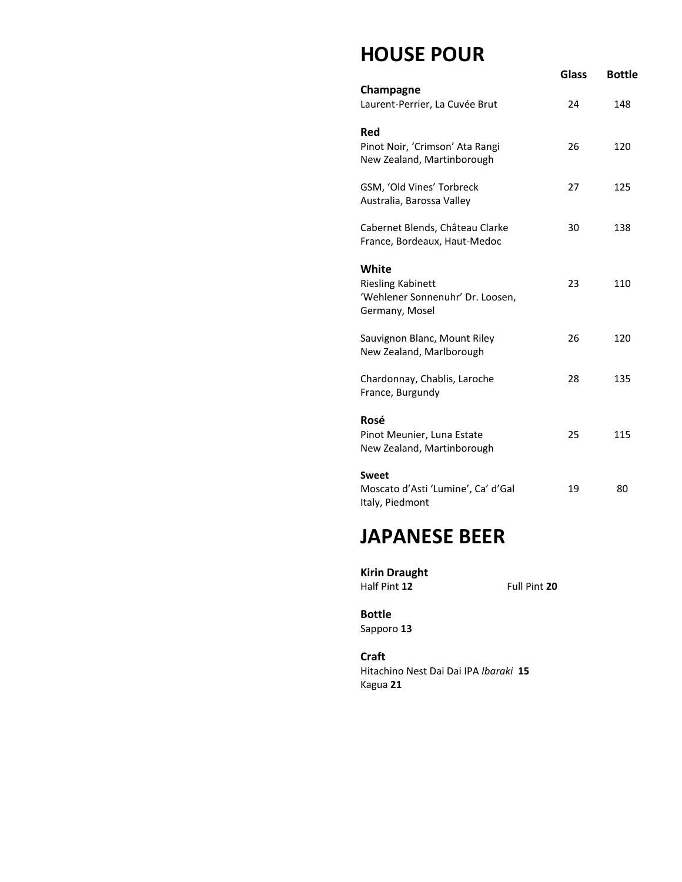# HOUSE POUR

| | Glass | Bottle |
|---|---|---|
| **Champagne** | | |
| Laurent-Perrier, La Cuvée Brut | 24 | 148 |
| **Red** | | |
| Pinot Noir, 'Crimson' Ata Rangi<br>New Zealand, Martinborough | 26 | 120 |
| GSM, 'Old Vines' Torbreck<br>Australia, Barossa Valley | 27 | 125 |
| Cabernet Blends, Château Clarke<br>France, Bordeaux, Haut-Medoc | 30 | 138 |
| **White** | | |
| Riesling Kabinett<br>'Wehlener Sonnenuhr' Dr. Loosen,<br>Germany, Mosel | 23 | 110 |
| Sauvignon Blanc, Mount Riley<br>New Zealand, Marlborough | 26 | 120 |
| Chardonnay, Chablis, Laroche<br>France, Burgundy | 28 | 135 |
| **Rosé** | | |
| Pinot Meunier, Luna Estate<br>New Zealand, Martinborough | 25 | 115 |
| **Sweet** | | |
| Moscato d'Asti 'Lumine', Ca' d'Gal<br>Italy, Piedmont | 19 | 80 |

# JAPANESE BEER

**Kirin Draught**
Half Pint **12** Full Pint **20**

**Bottle**
Sapporo **13**

**Craft**
Hitachino Nest Dai Dai IPA *Ibaraki* **15**
Kagua **21**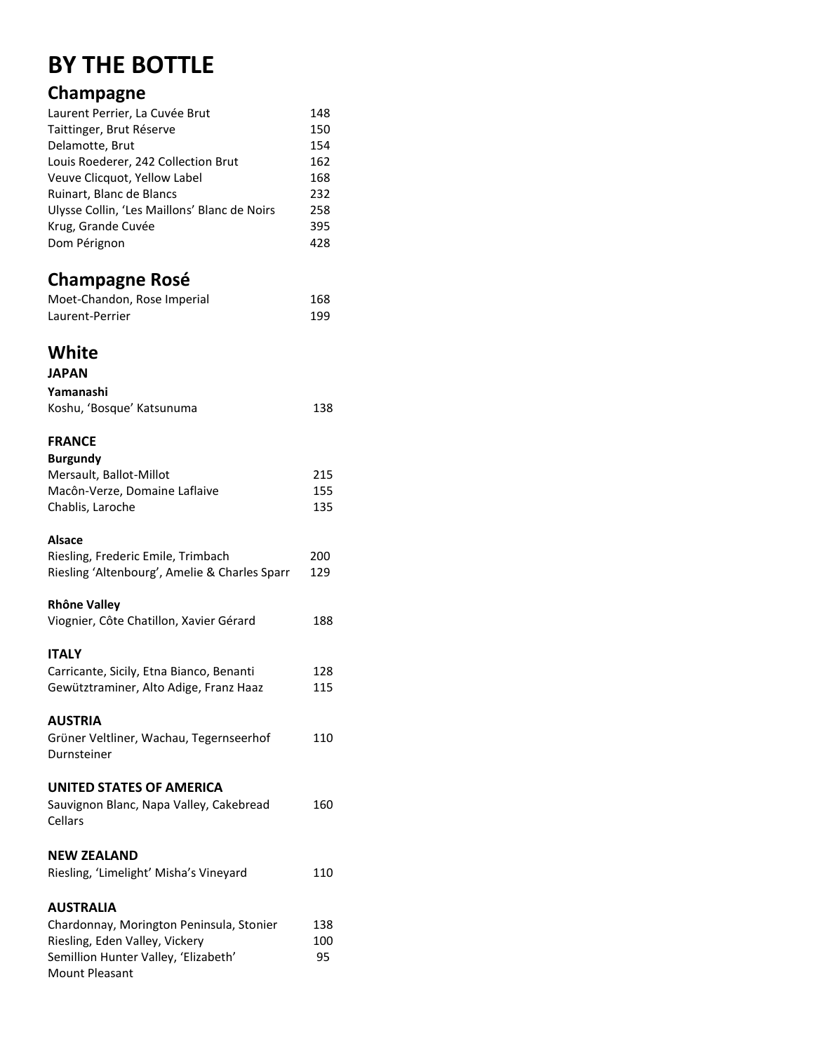# BY THE BOTTLE

## Champagne

| | |
|---|---|
| Laurent Perrier, La Cuvée Brut | 148 |
| Taittinger, Brut Réserve | 150 |
| Delamotte, Brut | 154 |
| Louis Roederer, 242 Collection Brut | 162 |
| Veuve Clicquot, Yellow Label | 168 |
| Ruinart, Blanc de Blancs | 232 |
| Ulysse Collin, 'Les Maillons' Blanc de Noirs | 258 |
| Krug, Grande Cuvée | 395 |
| Dom Pérignon | 428 |

## Champagne Rosé

| | |
|---|---|
| Moet-Chandon, Rose Imperial | 168 |
| Laurent-Perrier | 199 |

## White

### JAPAN

**Yamanashi**

| | |
|---|---|
| Koshu, 'Bosque' Katsunuma | 138 |

### FRANCE

**Burgundy**

| | |
|---|---|
| Mersault, Ballot-Millot | 215 |
| Macôn-Verze, Domaine Laflaive | 155 |
| Chablis, Laroche | 135 |

**Alsace**

| | |
|---|---|
| Riesling, Frederic Emile, Trimbach | 200 |
| Riesling 'Altenbourg', Amelie & Charles Sparr | 129 |

**Rhône Valley**

| | |
|---|---|
| Viognier, Côte Chatillon, Xavier Gérard | 188 |

### ITALY

| | |
|---|---|
| Carricante, Sicily, Etna Bianco, Benanti | 128 |
| Gewütztraminer, Alto Adige, Franz Haaz | 115 |

### AUSTRIA

| | |
|---|---|
| Grüner Veltliner, Wachau, Tegernseerhof Durnsteiner | 110 |

### UNITED STATES OF AMERICA

| | |
|---|---|
| Sauvignon Blanc, Napa Valley, Cakebread Cellars | 160 |

### NEW ZEALAND

| | |
|---|---|
| Riesling, 'Limelight' Misha's Vineyard | 110 |

### AUSTRALIA

| | |
|---|---|
| Chardonnay, Morington Peninsula, Stonier | 138 |
| Riesling, Eden Valley, Vickery | 100 |
| Semillion Hunter Valley, 'Elizabeth' Mount Pleasant | 95 |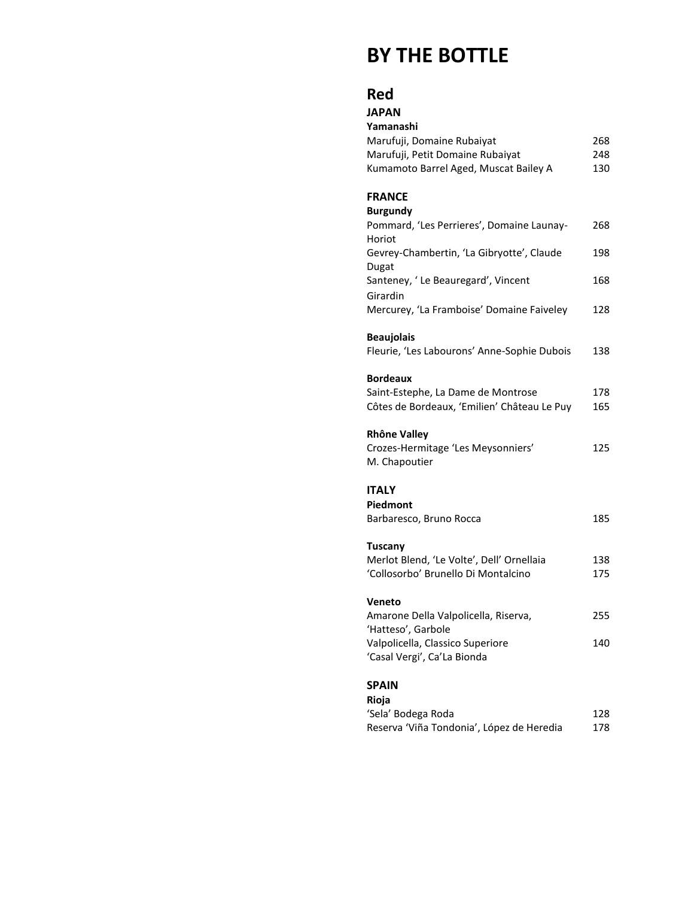# BY THE BOTTLE

## Red

### JAPAN

**Yamanashi**

| | |
|---|---|
| Marufuji, Domaine Rubaiyat | 268 |
| Marufuji, Petit Domaine Rubaiyat | 248 |
| Kumamoto Barrel Aged, Muscat Bailey A | 130 |

### FRANCE

**Burgundy**

| | |
|---|---|
| Pommard, 'Les Perrieres', Domaine Launay-Horiot | 268 |
| Gevrey-Chambertin, 'La Gibryotte', Claude Dugat | 198 |
| Santeney, ' Le Beauregard', Vincent Girardin | 168 |
| Mercurey, 'La Framboise' Domaine Faiveley | 128 |

**Beaujolais**

| | |
|---|---|
| Fleurie, 'Les Labourons' Anne-Sophie Dubois | 138 |

**Bordeaux**

| | |
|---|---|
| Saint-Estephe, La Dame de Montrose | 178 |
| Côtes de Bordeaux, 'Emilien' Château Le Puy | 165 |

**Rhône Valley**

| | |
|---|---|
| Crozes-Hermitage 'Les Meysonniers' M. Chapoutier | 125 |

### ITALY

**Piedmont**

| | |
|---|---|
| Barbaresco, Bruno Rocca | 185 |

**Tuscany**

| | |
|---|---|
| Merlot Blend, 'Le Volte', Dell' Ornellaia | 138 |
| 'Collosorbo' Brunello Di Montalcino | 175 |

**Veneto**

| | |
|---|---|
| Amarone Della Valpolicella, Riserva, 'Hatteso', Garbole | 255 |
| Valpolicella, Classico Superiore 'Casal Vergi', Ca'La Bionda | 140 |

### SPAIN

**Rioja**

| | |
|---|---|
| 'Sela' Bodega Roda | 128 |
| Reserva 'Viña Tondonia', López de Heredia | 178 |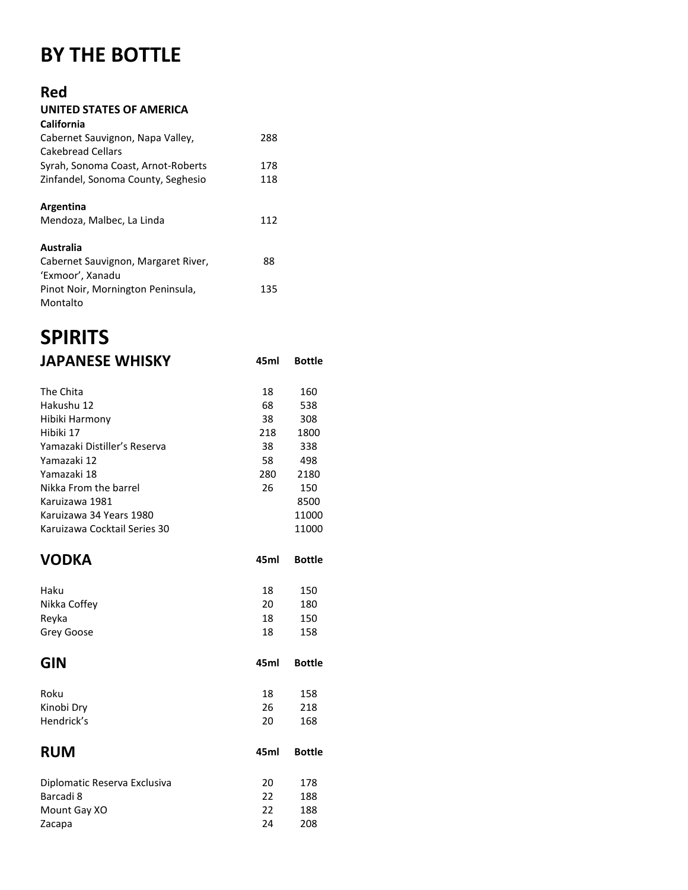# BY THE BOTTLE

## Red

### UNITED STATES OF AMERICA

**California**

| | |
|---|---|
| Cabernet Sauvignon, Napa Valley, Cakebread Cellars | 288 |
| Syrah, Sonoma Coast, Arnot-Roberts | 178 |
| Zinfandel, Sonoma County, Seghesio | 118 |

**Argentina**

| | |
|---|---|
| Mendoza, Malbec, La Linda | 112 |

**Australia**

| | |
|---|---|
| Cabernet Sauvignon, Margaret River, 'Exmoor', Xanadu | 88 |
| Pinot Noir, Mornington Peninsula, Montalto | 135 |

# SPIRITS

## JAPANESE WHISKY

| | 45ml | Bottle |
|---|---|---|
| The Chita | 18 | 160 |
| Hakushu 12 | 68 | 538 |
| Hibiki Harmony | 38 | 308 |
| Hibiki 17 | 218 | 1800 |
| Yamazaki Distiller's Reserva | 38 | 338 |
| Yamazaki 12 | 58 | 498 |
| Yamazaki 18 | 280 | 2180 |
| Nikka From the barrel | 26 | 150 |
| Karuizawa 1981 | | 8500 |
| Karuizawa 34 Years 1980 | | 11000 |
| Karuizawa Cocktail Series 30 | | 11000 |

## VODKA

| | 45ml | Bottle |
|---|---|---|
| Haku | 18 | 150 |
| Nikka Coffey | 20 | 180 |
| Reyka | 18 | 150 |
| Grey Goose | 18 | 158 |

## GIN

| | 45ml | Bottle |
|---|---|---|
| Roku | 18 | 158 |
| Kinobi Dry | 26 | 218 |
| Hendrick's | 20 | 168 |

## RUM

| | 45ml | Bottle |
|---|---|---|
| Diplomatic Reserva Exclusiva | 20 | 178 |
| Barcadi 8 | 22 | 188 |
| Mount Gay XO | 22 | 188 |
| Zacapa | 24 | 208 |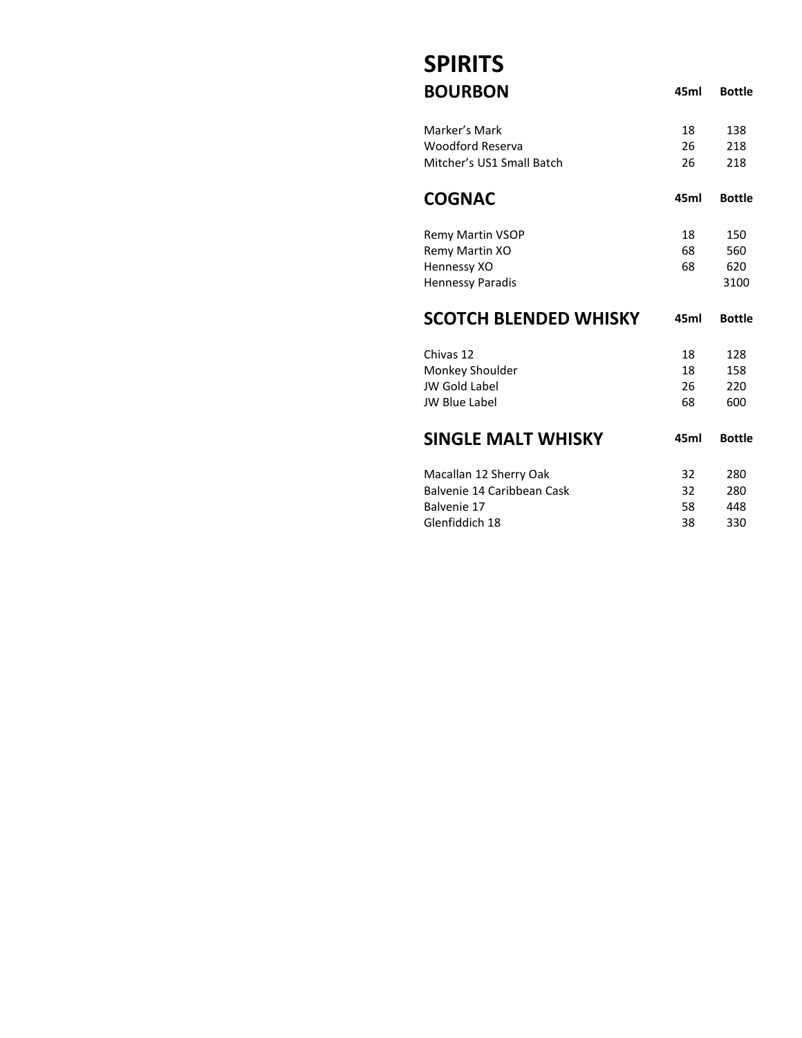# SPIRITS

## BOURBON

| | 45ml | Bottle |
|---|---|---|
| Marker's Mark | 18 | 138 |
| Woodford Reserva | 26 | 218 |
| Mitcher's US1 Small Batch | 26 | 218 |

## COGNAC

| | 45ml | Bottle |
|---|---|---|
| Remy Martin VSOP | 18 | 150 |
| Remy Martin XO | 68 | 560 |
| Hennessy XO | 68 | 620 |
| Hennessy Paradis | | 3100 |

## SCOTCH BLENDED WHISKY

| | 45ml | Bottle |
|---|---|---|
| Chivas 12 | 18 | 128 |
| Monkey Shoulder | 18 | 158 |
| JW Gold Label | 26 | 220 |
| JW Blue Label | 68 | 600 |

## SINGLE MALT WHISKY

| | 45ml | Bottle |
|---|---|---|
| Macallan 12 Sherry Oak | 32 | 280 |
| Balvenie 14 Caribbean Cask | 32 | 280 |
| Balvenie 17 | 58 | 448 |
| Glenfiddich 18 | 38 | 330 |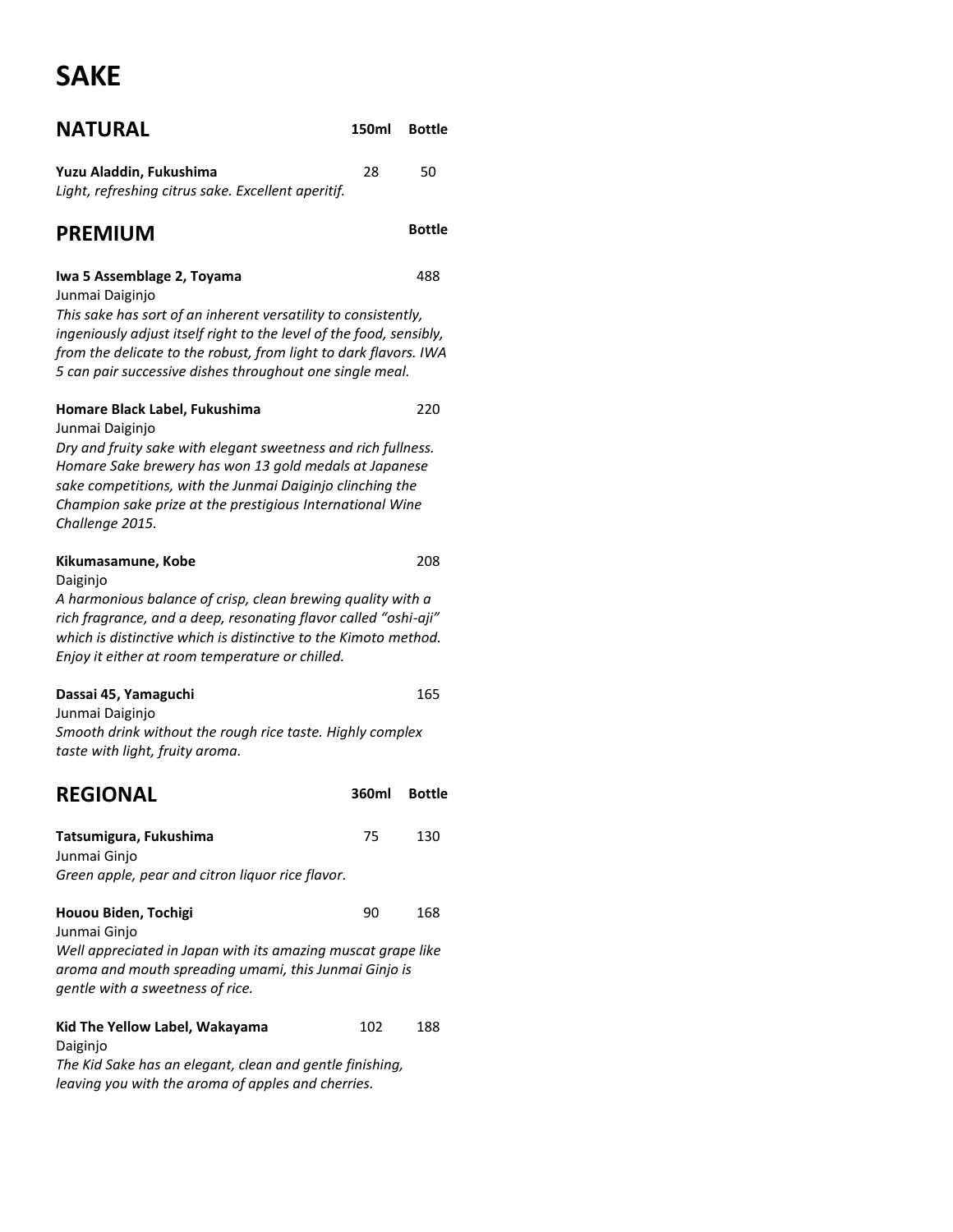# SAKE

## NATURAL

| | 150ml | Bottle |
|---|---|---|
| **Yuzu Aladdin, Fukushima** | 28 | 50 |

*Light, refreshing citrus sake. Excellent aperitif.*

## PREMIUM

| | Bottle |
|---|---|
| **Iwa 5 Assemblage 2, Toyama** | 488 |

Junmai Daiginjo
*This sake has sort of an inherent versatility to consistently, ingeniously adjust itself right to the level of the food, sensibly, from the delicate to the robust, from light to dark flavors. IWA 5 can pair successive dishes throughout one single meal.*

| | Bottle |
|---|---|
| **Homare Black Label, Fukushima** | 220 |

Junmai Daiginjo
*Dry and fruity sake with elegant sweetness and rich fullness. Homare Sake brewery has won 13 gold medals at Japanese sake competitions, with the Junmai Daiginjo clinching the Champion sake prize at the prestigious International Wine Challenge 2015.*

| | Bottle |
|---|---|
| **Kikumasamune, Kobe** | 208 |

Daiginjo
*A harmonious balance of crisp, clean brewing quality with a rich fragrance, and a deep, resonating flavor called "oshi-aji" which is distinctive which is distinctive to the Kimoto method. Enjoy it either at room temperature or chilled.*

| | Bottle |
|---|---|
| **Dassai 45, Yamaguchi** | 165 |

Junmai Daiginjo
*Smooth drink without the rough rice taste. Highly complex taste with light, fruity aroma.*

## REGIONAL

| | 360ml | Bottle |
|---|---|---|
| **Tatsumigura, Fukushima** | 75 | 130 |

Junmai Ginjo
*Green apple, pear and citron liquor rice flavor.*

| | 360ml | Bottle |
|---|---|---|
| **Houou Biden, Tochigi** | 90 | 168 |

Junmai Ginjo
*Well appreciated in Japan with its amazing muscat grape like aroma and mouth spreading umami, this Junmai Ginjo is gentle with a sweetness of rice.*

| | 360ml | Bottle |
|---|---|---|
| **Kid The Yellow Label, Wakayama** | 102 | 188 |

Daiginjo
*The Kid Sake has an elegant, clean and gentle finishing, leaving you with the aroma of apples and cherries.*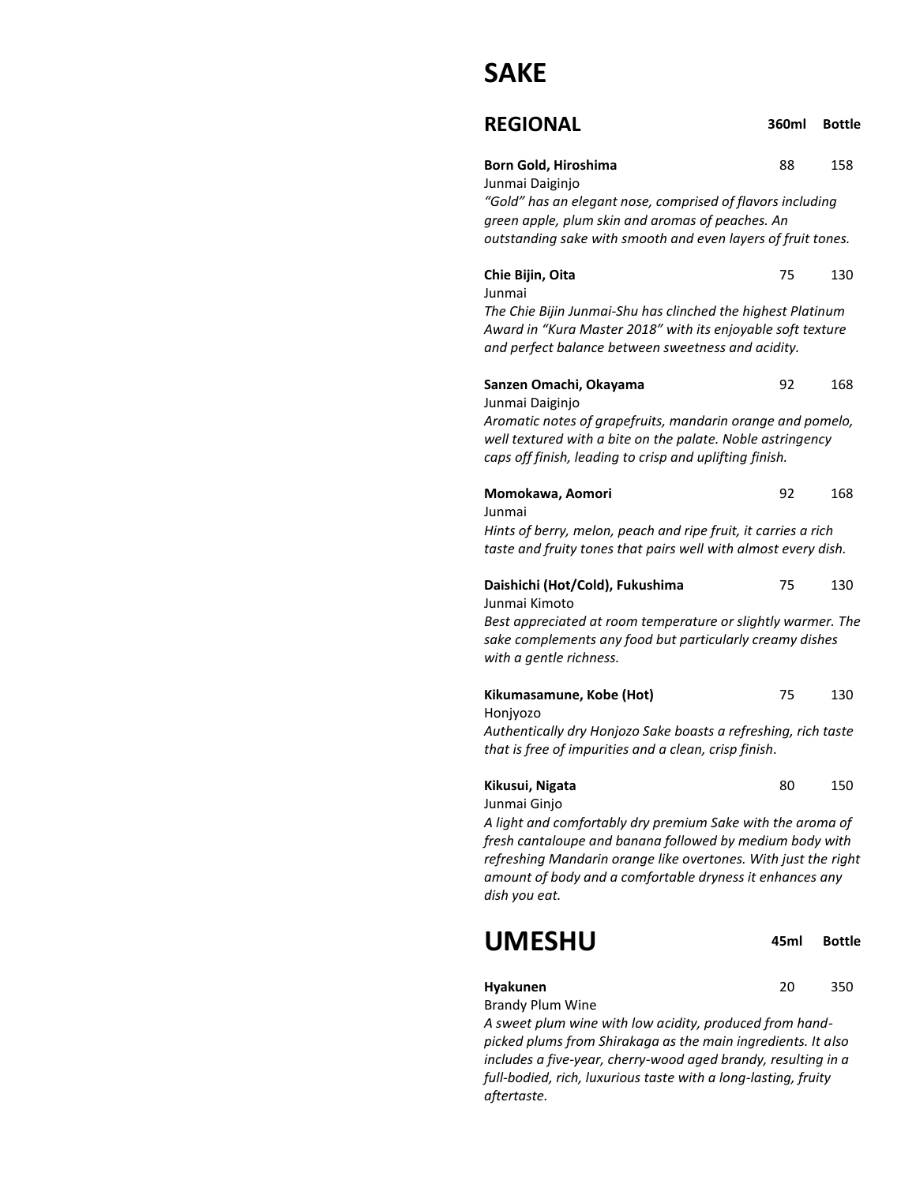# SAKE

## REGIONAL

| | 360ml | Bottle |
|---|---|---|
| **Born Gold, Hiroshima** | 88 | 158 |

Junmai Daiginjo
*"Gold" has an elegant nose, comprised of flavors including green apple, plum skin and aromas of peaches. An outstanding sake with smooth and even layers of fruit tones.*

| | 360ml | Bottle |
|---|---|---|
| **Chie Bijin, Oita** | 75 | 130 |

Junmai
*The Chie Bijin Junmai-Shu has clinched the highest Platinum Award in "Kura Master 2018" with its enjoyable soft texture and perfect balance between sweetness and acidity.*

| | 360ml | Bottle |
|---|---|---|
| **Sanzen Omachi, Okayama** | 92 | 168 |

Junmai Daiginjo
*Aromatic notes of grapefruits, mandarin orange and pomelo, well textured with a bite on the palate. Noble astringency caps off finish, leading to crisp and uplifting finish.*

| | 360ml | Bottle |
|---|---|---|
| **Momokawa, Aomori** | 92 | 168 |

Junmai
*Hints of berry, melon, peach and ripe fruit, it carries a rich taste and fruity tones that pairs well with almost every dish.*

| | 360ml | Bottle |
|---|---|---|
| **Daishichi (Hot/Cold), Fukushima** | 75 | 130 |

Junmai Kimoto
*Best appreciated at room temperature or slightly warmer. The sake complements any food but particularly creamy dishes with a gentle richness.*

| | 360ml | Bottle |
|---|---|---|
| **Kikumasamune, Kobe (Hot)** | 75 | 130 |

Honjyozo
*Authentically dry Honjozo Sake boasts a refreshing, rich taste that is free of impurities and a clean, crisp finish.*

| | 360ml | Bottle |
|---|---|---|
| **Kikusui, Nigata** | 80 | 150 |

Junmai Ginjo
*A light and comfortably dry premium Sake with the aroma of fresh cantaloupe and banana followed by medium body with refreshing Mandarin orange like overtones. With just the right amount of body and a comfortable dryness it enhances any dish you eat.*

# UMESHU

| | 45ml | Bottle |
|---|---|---|
| **Hyakunen** | 20 | 350 |

Brandy Plum Wine
*A sweet plum wine with low acidity, produced from hand-picked plums from Shirakaga as the main ingredients. It also includes a five-year, cherry-wood aged brandy, resulting in a full-bodied, rich, luxurious taste with a long-lasting, fruity aftertaste.*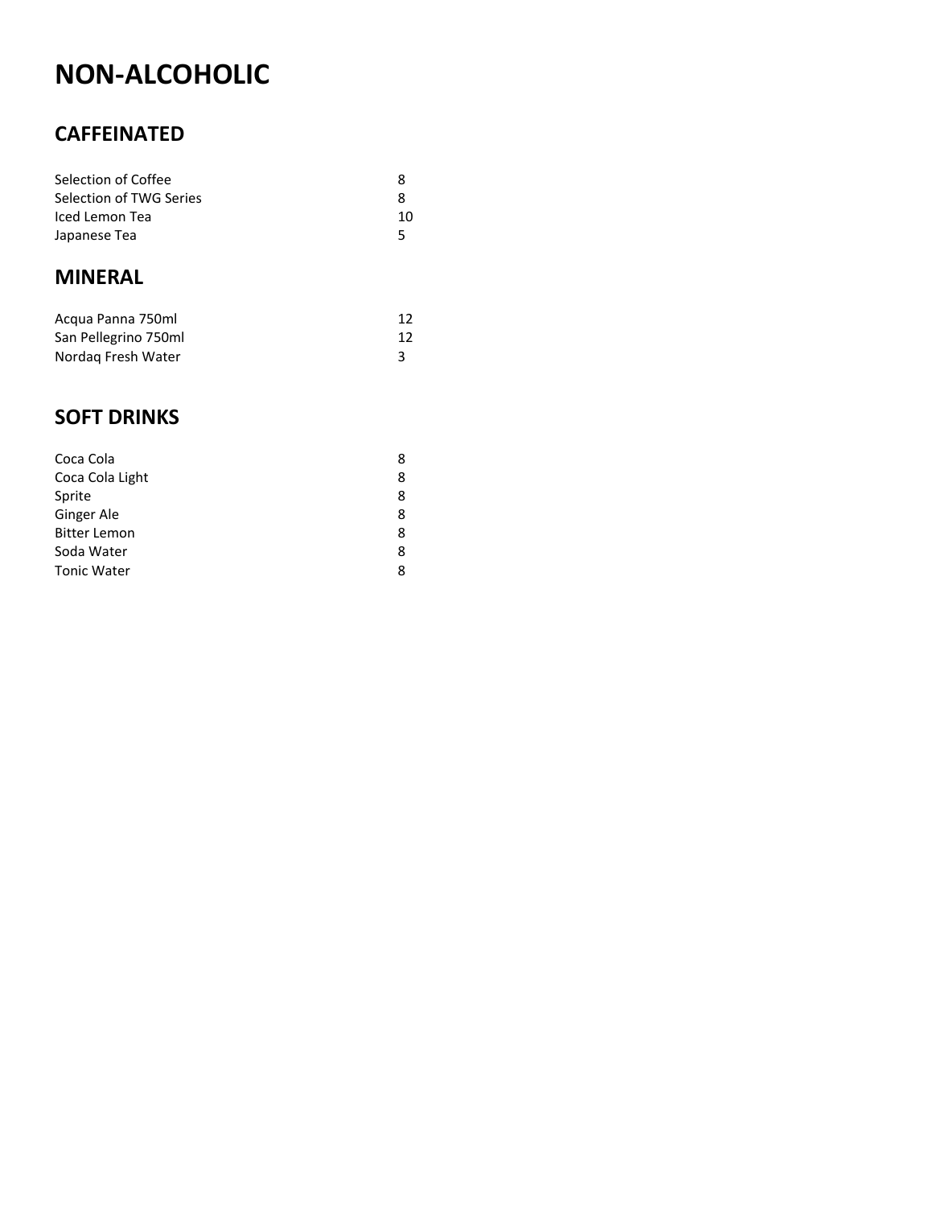# NON-ALCOHOLIC

## CAFFEINATED

| | |
|---|---|
| Selection of Coffee | 8 |
| Selection of TWG Series | 8 |
| Iced Lemon Tea | 10 |
| Japanese Tea | 5 |

## MINERAL

| | |
|---|---|
| Acqua Panna 750ml | 12 |
| San Pellegrino 750ml | 12 |
| Nordaq Fresh Water | 3 |

## SOFT DRINKS

| | |
|---|---|
| Coca Cola | 8 |
| Coca Cola Light | 8 |
| Sprite | 8 |
| Ginger Ale | 8 |
| Bitter Lemon | 8 |
| Soda Water | 8 |
| Tonic Water | 8 |